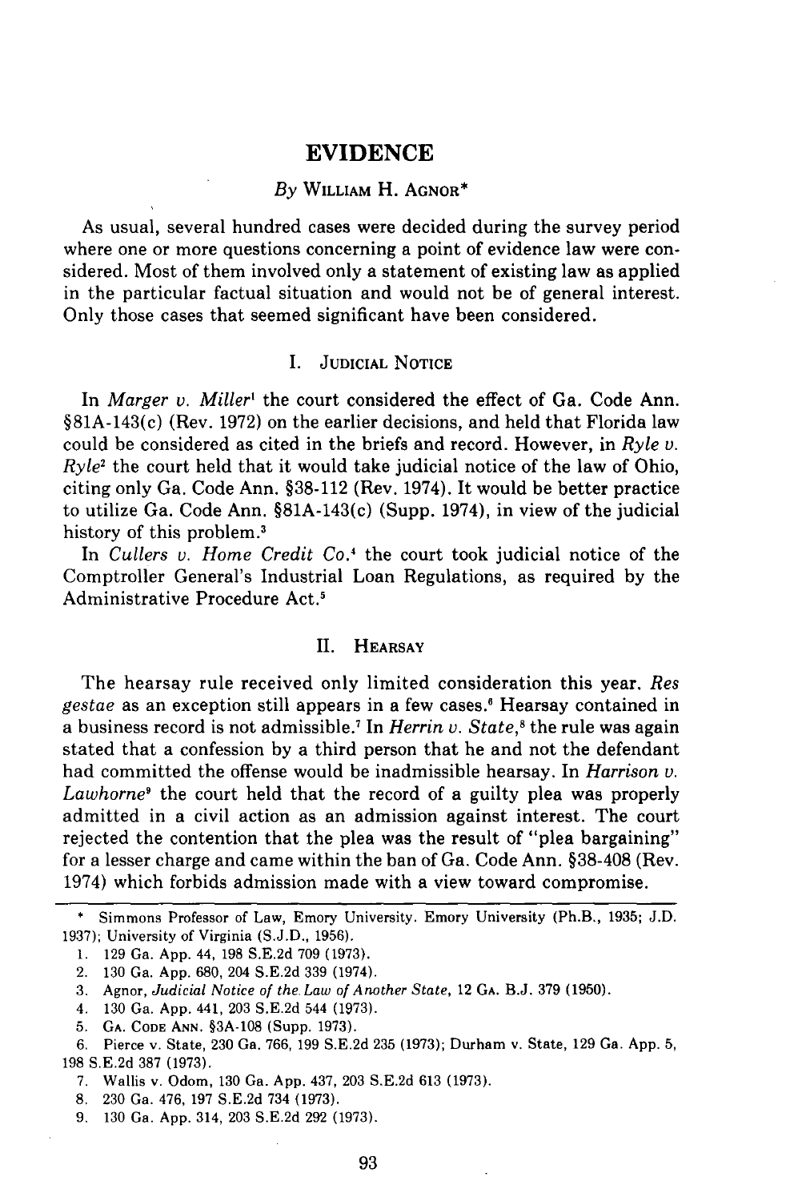# EVIDENCE

By WILLIAM H. AGNOR*

As usual, several hundred cases were decided during the survey period where one or more questions concerning a point of evidence law were considered. Most of them involved only a statement of existing law as applied in the particular factual situation and would not be of general interest. Only those cases that seemed significant have been considered.

## I. JUDICIAL NOTICE

In *Marger v. Miller*[1] the court considered the effect of Ga. Code Ann. §81A-143(c) (Rev. 1972) on the earlier decisions, and held that Florida law could be considered as cited in the briefs and record. However, in *Ryle v. Ryle*[2] the court held that it would take judicial notice of the law of Ohio, citing only Ga. Code Ann. §38-112 (Rev. 1974). It would be better practice to utilize Ga. Code Ann. §81A-143(c) (Supp. 1974), in view of the judicial history of this problem.[3]

In *Cullers v. Home Credit Co.*[4] the court took judicial notice of the Comptroller General's Industrial Loan Regulations, as required by the Administrative Procedure Act.[5]

## II. HEARSAY

The hearsay rule received only limited consideration this year. *Res gestae* as an exception still appears in a few cases.[6] Hearsay contained in a business record is not admissible.[7] In *Herrin v. State*,[8] the rule was again stated that a confession by a third person that he and not the defendant had committed the offense would be inadmissible hearsay. In *Harrison v. Lawhorne*[9] the court held that the record of a guilty plea was properly admitted in a civil action as an admission against interest. The court rejected the contention that the plea was the result of "plea bargaining" for a lesser charge and came within the ban of Ga. Code Ann. §38-408 (Rev. 1974) which forbids admission made with a view toward compromise.

---

\* Simmons Professor of Law, Emory University. Emory University (Ph.B., 1935; J.D. 1937); University of Virginia (S.J.D., 1956).

1. 129 Ga. App. 44, 198 S.E.2d 709 (1973).
2. 130 Ga. App. 680, 204 S.E.2d 339 (1974).
3. Agnor, *Judicial Notice of the Law of Another State*, 12 GA. B.J. 379 (1950).
4. 130 Ga. App. 441, 203 S.E.2d 544 (1973).
5. GA. CODE ANN. §3A-108 (Supp. 1973).
6. Pierce v. State, 230 Ga. 766, 199 S.E.2d 235 (1973); Durham v. State, 129 Ga. App. 5, 198 S.E.2d 387 (1973).
7. Wallis v. Odom, 130 Ga. App. 437, 203 S.E.2d 613 (1973).
8. 230 Ga. 476, 197 S.E.2d 734 (1973).
9. 130 Ga. App. 314, 203 S.E.2d 292 (1973).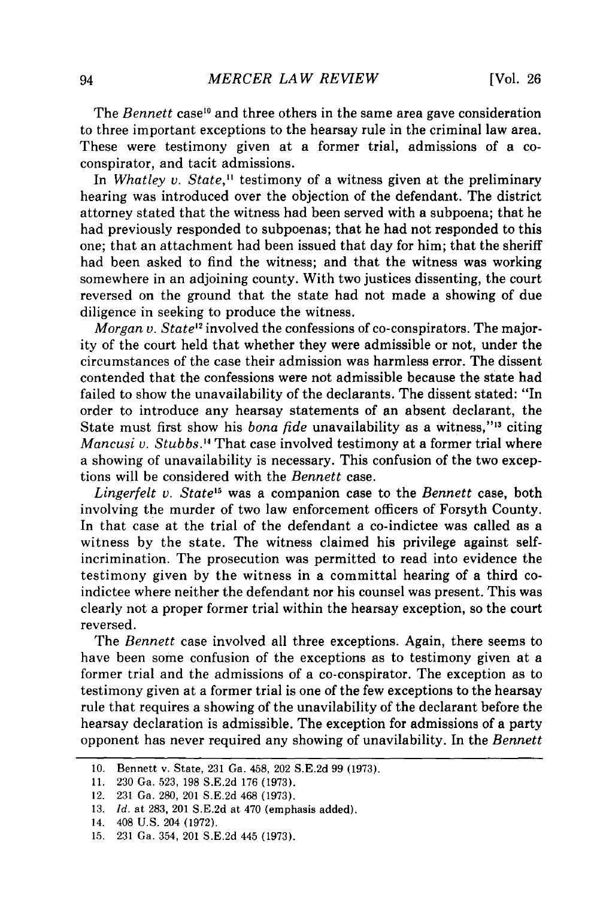The *Bennett* case[10] and three others in the same area gave consideration to three important exceptions to the hearsay rule in the criminal law area. These were testimony given at a former trial, admissions of a co-conspirator, and tacit admissions.

In *Whatley v. State*,[11] testimony of a witness given at the preliminary hearing was introduced over the objection of the defendant. The district attorney stated that the witness had been served with a subpoena; that he had previously responded to subpoenas; that he had not responded to this one; that an attachment had been issued that day for him; that the sheriff had been asked to find the witness; and that the witness was working somewhere in an adjoining county. With two justices dissenting, the court reversed on the ground that the state had not made a showing of due diligence in seeking to produce the witness.

*Morgan v. State*[12] involved the confessions of co-conspirators. The majority of the court held that whether they were admissible or not, under the circumstances of the case their admission was harmless error. The dissent contended that the confessions were not admissible because the state had failed to show the unavailability of the declarants. The dissent stated: "In order to introduce any hearsay statements of an absent declarant, the State must first show his *bona fide* unavailability as a witness,"[13] citing *Mancusi v. Stubbs*.[14] That case involved testimony at a former trial where a showing of unavailability is necessary. This confusion of the two exceptions will be considered with the *Bennett* case.

*Lingerfelt v. State*[15] was a companion case to the *Bennett* case, both involving the murder of two law enforcement officers of Forsyth County. In that case at the trial of the defendant a co-indictee was called as a witness by the state. The witness claimed his privilege against self-incrimination. The prosecution was permitted to read into evidence the testimony given by the witness in a committal hearing of a third co-indictee where neither the defendant nor his counsel was present. This was clearly not a proper former trial within the hearsay exception, so the court reversed.

The *Bennett* case involved all three exceptions. Again, there seems to have been some confusion of the exceptions as to testimony given at a former trial and the admissions of a co-conspirator. The exception as to testimony given at a former trial is one of the few exceptions to the hearsay rule that requires a showing of the unavilability of the declarant before the hearsay declaration is admissible. The exception for admissions of a party opponent has never required any showing of unavilability. In the *Bennett*

---

10. Bennett v. State, 231 Ga. 458, 202 S.E.2d 99 (1973).
11. 230 Ga. 523, 198 S.E.2d 176 (1973).
12. 231 Ga. 280, 201 S.E.2d 468 (1973).
13. *Id.* at 283, 201 S.E.2d at 470 (emphasis added).
14. 408 U.S. 204 (1972).
15. 231 Ga. 354, 201 S.E.2d 445 (1973).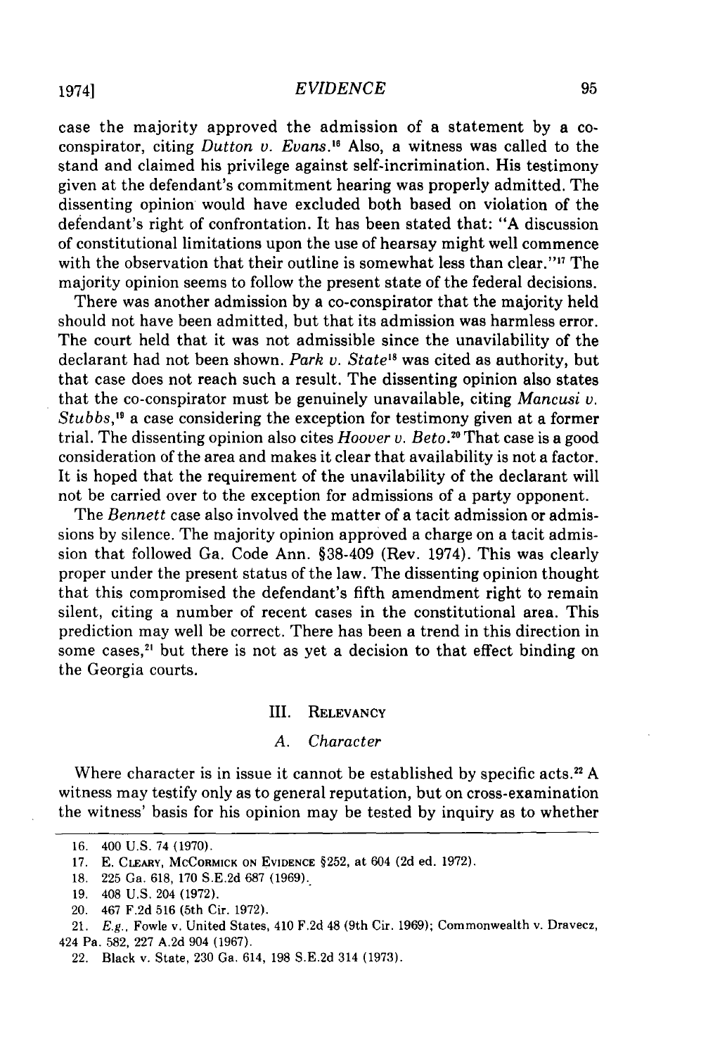case the majority approved the admission of a statement by a co-conspirator, citing *Dutton v. Evans*.[16] Also, a witness was called to the stand and claimed his privilege against self-incrimination. His testimony given at the defendant's commitment hearing was properly admitted. The dissenting opinion would have excluded both based on violation of the defendant's right of confrontation. It has been stated that: "A discussion of constitutional limitations upon the use of hearsay might well commence with the observation that their outline is somewhat less than clear."[17] The majority opinion seems to follow the present state of the federal decisions.

There was another admission by a co-conspirator that the majority held should not have been admitted, but that its admission was harmless error. The court held that it was not admissible since the unavilability of the declarant had not been shown. *Park v. State*[18] was cited as authority, but that case does not reach such a result. The dissenting opinion also states that the co-conspirator must be genuinely unavailable, citing *Mancusi v. Stubbs*,[19] a case considering the exception for testimony given at a former trial. The dissenting opinion also cites *Hoover v. Beto*.[20] That case is a good consideration of the area and makes it clear that availability is not a factor. It is hoped that the requirement of the unavilability of the declarant will not be carried over to the exception for admissions of a party opponent.

The *Bennett* case also involved the matter of a tacit admission or admissions by silence. The majority opinion approved a charge on a tacit admission that followed Ga. Code Ann. §38-409 (Rev. 1974). This was clearly proper under the present status of the law. The dissenting opinion thought that this compromised the defendant's fifth amendment right to remain silent, citing a number of recent cases in the constitutional area. This prediction may well be correct. There has been a trend in this direction in some cases,[21] but there is not as yet a decision to that effect binding on the Georgia courts.

## III. Relevancy

### A. *Character*

Where character is in issue it cannot be established by specific acts.[22] A witness may testify only as to general reputation, but on cross-examination the witness' basis for his opinion may be tested by inquiry as to whether

---

16. 400 U.S. 74 (1970).

17. E. Cleary, McCormick on Evidence §252, at 604 (2d ed. 1972).

18. 225 Ga. 618, 170 S.E.2d 687 (1969).

19. 408 U.S. 204 (1972).

20. 467 F.2d 516 (5th Cir. 1972).

21. *E.g.*, Fowle v. United States, 410 F.2d 48 (9th Cir. 1969); Commonwealth v. Dravecz, 424 Pa. 582, 227 A.2d 904 (1967).

22. Black v. State, 230 Ga. 614, 198 S.E.2d 314 (1973).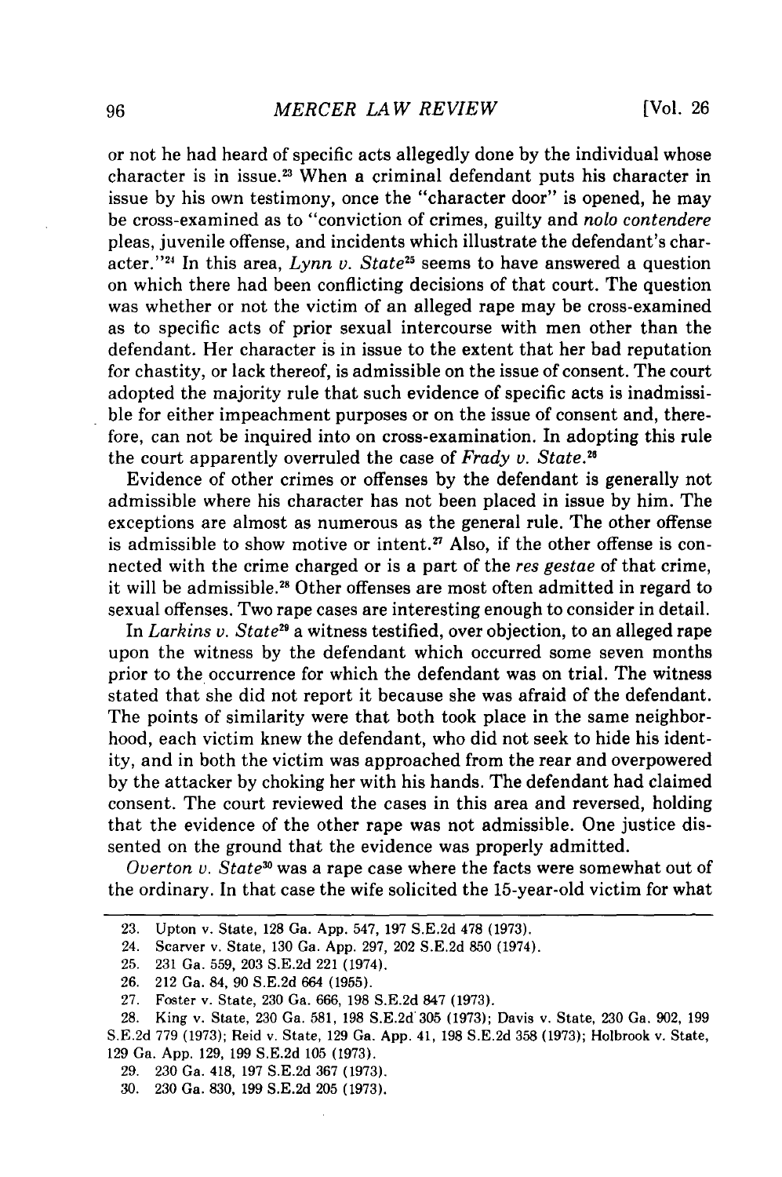or not he had heard of specific acts allegedly done by the individual whose character is in issue.[23] When a criminal defendant puts his character in issue by his own testimony, once the "character door" is opened, he may be cross-examined as to "conviction of crimes, guilty and *nolo contendere* pleas, juvenile offense, and incidents which illustrate the defendant's character."[24] In this area, *Lynn v. State*[25] seems to have answered a question on which there had been conflicting decisions of that court. The question was whether or not the victim of an alleged rape may be cross-examined as to specific acts of prior sexual intercourse with men other than the defendant. Her character is in issue to the extent that her bad reputation for chastity, or lack thereof, is admissible on the issue of consent. The court adopted the majority rule that such evidence of specific acts is inadmissible for either impeachment purposes or on the issue of consent and, therefore, can not be inquired into on cross-examination. In adopting this rule the court apparently overruled the case of *Frady v. State*.[26]

Evidence of other crimes or offenses by the defendant is generally not admissible where his character has not been placed in issue by him. The exceptions are almost as numerous as the general rule. The other offense is admissible to show motive or intent.[27] Also, if the other offense is connected with the crime charged or is a part of the *res gestae* of that crime, it will be admissible.[28] Other offenses are most often admitted in regard to sexual offenses. Two rape cases are interesting enough to consider in detail.

In *Larkins v. State*[29] a witness testified, over objection, to an alleged rape upon the witness by the defendant which occurred some seven months prior to the occurrence for which the defendant was on trial. The witness stated that she did not report it because she was afraid of the defendant. The points of similarity were that both took place in the same neighborhood, each victim knew the defendant, who did not seek to hide his identity, and in both the victim was approached from the rear and overpowered by the attacker by choking her with his hands. The defendant had claimed consent. The court reviewed the cases in this area and reversed, holding that the evidence of the other rape was not admissible. One justice dissented on the ground that the evidence was properly admitted.

*Overton v. State*[30] was a rape case where the facts were somewhat out of the ordinary. In that case the wife solicited the 15-year-old victim for what

---

23. Upton v. State, 128 Ga. App. 547, 197 S.E.2d 478 (1973).
24. Scarver v. State, 130 Ga. App. 297, 202 S.E.2d 850 (1974).
25. 231 Ga. 559, 203 S.E.2d 221 (1974).
26. 212 Ga. 84, 90 S.E.2d 664 (1955).
27. Foster v. State, 230 Ga. 666, 198 S.E.2d 847 (1973).
28. King v. State, 230 Ga. 581, 198 S.E.2d 305 (1973); Davis v. State, 230 Ga. 902, 199 S.E.2d 779 (1973); Reid v. State, 129 Ga. App. 41, 198 S.E.2d 358 (1973); Holbrook v. State, 129 Ga. App. 129, 199 S.E.2d 105 (1973).
29. 230 Ga. 418, 197 S.E.2d 367 (1973).
30. 230 Ga. 830, 199 S.E.2d 205 (1973).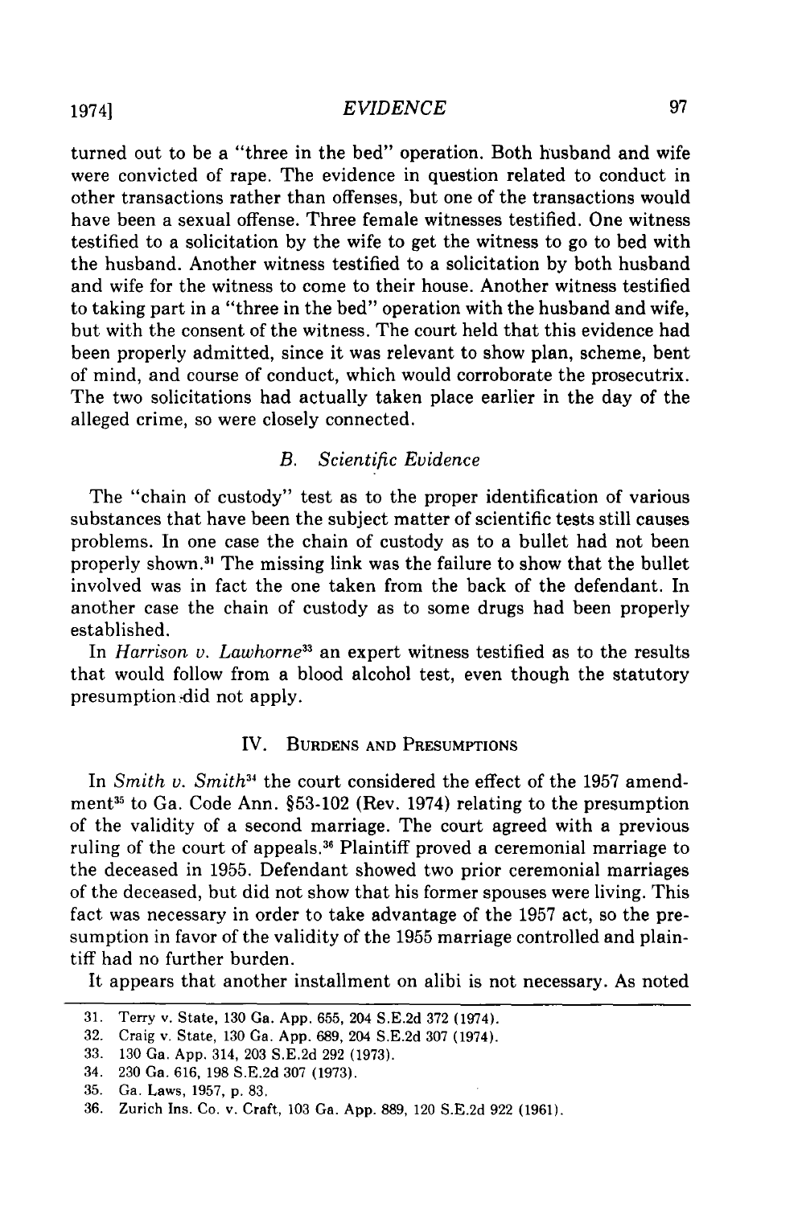turned out to be a "three in the bed" operation. Both husband and wife were convicted of rape. The evidence in question related to conduct in other transactions rather than offenses, but one of the transactions would have been a sexual offense. Three female witnesses testified. One witness testified to a solicitation by the wife to get the witness to go to bed with the husband. Another witness testified to a solicitation by both husband and wife for the witness to come to their house. Another witness testified to taking part in a "three in the bed" operation with the husband and wife, but with the consent of the witness. The court held that this evidence had been properly admitted, since it was relevant to show plan, scheme, bent of mind, and course of conduct, which would corroborate the prosecutrix. The two solicitations had actually taken place earlier in the day of the alleged crime, so were closely connected.

### B. *Scientific Evidence*

The "chain of custody" test as to the proper identification of various substances that have been the subject matter of scientific tests still causes problems. In one case the chain of custody as to a bullet had not been properly shown.[31] The missing link was the failure to show that the bullet involved was in fact the one taken from the back of the defendant. In another case the chain of custody as to some drugs had been properly established.

In *Harrison v. Lawhorne*[33] an expert witness testified as to the results that would follow from a blood alcohol test, even though the statutory presumption did not apply.

## IV. Burdens and Presumptions

In *Smith v. Smith*[34] the court considered the effect of the 1957 amendment[35] to Ga. Code Ann. §53-102 (Rev. 1974) relating to the presumption of the validity of a second marriage. The court agreed with a previous ruling of the court of appeals.[36] Plaintiff proved a ceremonial marriage to the deceased in 1955. Defendant showed two prior ceremonial marriages of the deceased, but did not show that his former spouses were living. This fact was necessary in order to take advantage of the 1957 act, so the presumption in favor of the validity of the 1955 marriage controlled and plaintiff had no further burden.

It appears that another installment on alibi is not necessary. As noted

---

31. Terry v. State, 130 Ga. App. 655, 204 S.E.2d 372 (1974).
32. Craig v. State, 130 Ga. App. 689, 204 S.E.2d 307 (1974).
33. 130 Ga. App. 314, 203 S.E.2d 292 (1973).
34. 230 Ga. 616, 198 S.E.2d 307 (1973).
35. Ga. Laws, 1957, p. 83.
36. Zurich Ins. Co. v. Craft, 103 Ga. App. 889, 120 S.E.2d 922 (1961).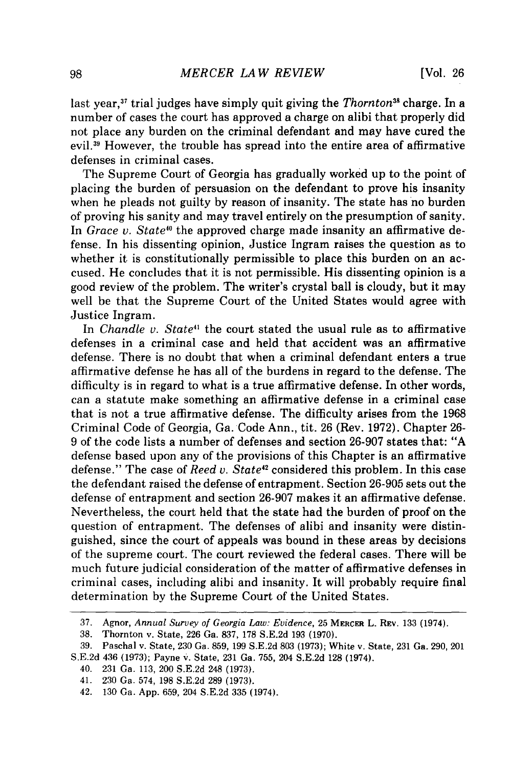last year,[37] trial judges have simply quit giving the *Thornton*[38] charge. In a number of cases the court has approved a charge on alibi that properly did not place any burden on the criminal defendant and may have cured the evil.[39] However, the trouble has spread into the entire area of affirmative defenses in criminal cases.

The Supreme Court of Georgia has gradually worked up to the point of placing the burden of persuasion on the defendant to prove his insanity when he pleads not guilty by reason of insanity. The state has no burden of proving his sanity and may travel entirely on the presumption of sanity. In *Grace v. State*[40] the approved charge made insanity an affirmative defense. In his dissenting opinion, Justice Ingram raises the question as to whether it is constitutionally permissible to place this burden on an accused. He concludes that it is not permissible. His dissenting opinion is a good review of the problem. The writer's crystal ball is cloudy, but it may well be that the Supreme Court of the United States would agree with Justice Ingram.

In *Chandle v. State*[41] the court stated the usual rule as to affirmative defenses in a criminal case and held that accident was an affirmative defense. There is no doubt that when a criminal defendant enters a true affirmative defense he has all of the burdens in regard to the defense. The difficulty is in regard to what is a true affirmative defense. In other words, can a statute make something an affirmative defense in a criminal case that is not a true affirmative defense. The difficulty arises from the 1968 Criminal Code of Georgia, Ga. Code Ann., tit. 26 (Rev. 1972). Chapter 26-9 of the code lists a number of defenses and section 26-907 states that: "A defense based upon any of the provisions of this Chapter is an affirmative defense." The case of *Reed v. State*[42] considered this problem. In this case the defendant raised the defense of entrapment. Section 26-905 sets out the defense of entrapment and section 26-907 makes it an affirmative defense. Nevertheless, the court held that the state had the burden of proof on the question of entrapment. The defenses of alibi and insanity were distinguished, since the court of appeals was bound in these areas by decisions of the supreme court. The court reviewed the federal cases. There will be much future judicial consideration of the matter of affirmative defenses in criminal cases, including alibi and insanity. It will probably require final determination by the Supreme Court of the United States.

---

37. Agnor, *Annual Survey of Georgia Law: Evidence*, 25 MERCER L. REV. 133 (1974).

38. Thornton v. State, 226 Ga. 837, 178 S.E.2d 193 (1970).

39. Paschal v. State, 230 Ga. 859, 199 S.E.2d 803 (1973); White v. State, 231 Ga. 290, 201 S.E.2d 436 (1973); Payne v. State, 231 Ga. 755, 204 S.E.2d 128 (1974).

40. 231 Ga. 113, 200 S.E.2d 248 (1973).

41. 230 Ga. 574, 198 S.E.2d 289 (1973).

42. 130 Ga. App. 659, 204 S.E.2d 335 (1974).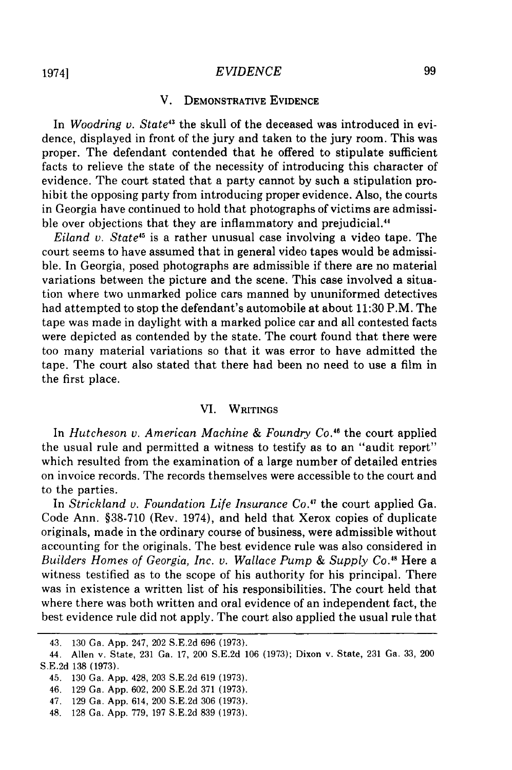## V. Demonstrative Evidence

In *Woodring v. State*[43] the skull of the deceased was introduced in evidence, displayed in front of the jury and taken to the jury room. This was proper. The defendant contended that he offered to stipulate sufficient facts to relieve the state of the necessity of introducing this character of evidence. The court stated that a party cannot by such a stipulation prohibit the opposing party from introducing proper evidence. Also, the courts in Georgia have continued to hold that photographs of victims are admissible over objections that they are inflammatory and prejudicial.[44]

*Eiland v. State*[45] is a rather unusual case involving a video tape. The court seems to have assumed that in general video tapes would be admissible. In Georgia, posed photographs are admissible if there are no material variations between the picture and the scene. This case involved a situation where two unmarked police cars manned by ununiformed detectives had attempted to stop the defendant's automobile at about 11:30 P.M. The tape was made in daylight with a marked police car and all contested facts were depicted as contended by the state. The court found that there were too many material variations so that it was error to have admitted the tape. The court also stated that there had been no need to use a film in the first place.

## VI. Writings

In *Hutcheson v. American Machine & Foundry Co.*[46] the court applied the usual rule and permitted a witness to testify as to an "audit report" which resulted from the examination of a large number of detailed entries on invoice records. The records themselves were accessible to the court and to the parties.

In *Strickland v. Foundation Life Insurance Co.*[47] the court applied Ga. Code Ann. §38-710 (Rev. 1974), and held that Xerox copies of duplicate originals, made in the ordinary course of business, were admissible without accounting for the originals. The best evidence rule was also considered in *Builders Homes of Georgia, Inc. v. Wallace Pump & Supply Co.*[48] Here a witness testified as to the scope of his authority for his principal. There was in existence a written list of his responsibilities. The court held that where there was both written and oral evidence of an independent fact, the best evidence rule did not apply. The court also applied the usual rule that

---

43. 130 Ga. App. 247, 202 S.E.2d 696 (1973).

44. Allen v. State, 231 Ga. 17, 200 S.E.2d 106 (1973); Dixon v. State, 231 Ga. 33, 200 S.E.2d 138 (1973).

45. 130 Ga. App. 428, 203 S.E.2d 619 (1973).

46. 129 Ga. App. 602, 200 S.E.2d 371 (1973).

47. 129 Ga. App. 614, 200 S.E.2d 306 (1973).

48. 128 Ga. App. 779, 197 S.E.2d 839 (1973).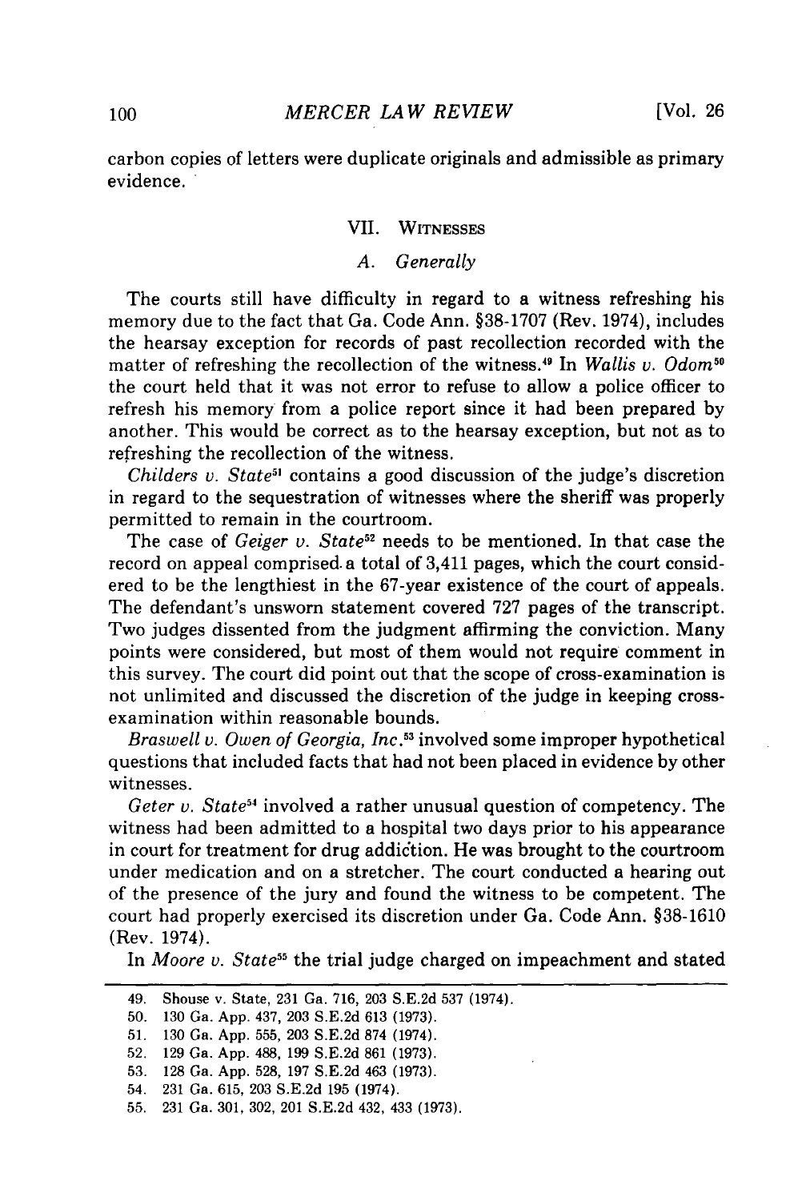carbon copies of letters were duplicate originals and admissible as primary evidence.

## VII. Witnesses

### A. *Generally*

The courts still have difficulty in regard to a witness refreshing his memory due to the fact that Ga. Code Ann. §38-1707 (Rev. 1974), includes the hearsay exception for records of past recollection recorded with the matter of refreshing the recollection of the witness.[49] In *Wallis v. Odom*[50] the court held that it was not error to refuse to allow a police officer to refresh his memory from a police report since it had been prepared by another. This would be correct as to the hearsay exception, but not as to refreshing the recollection of the witness.

*Childers v. State*[51] contains a good discussion of the judge's discretion in regard to the sequestration of witnesses where the sheriff was properly permitted to remain in the courtroom.

The case of *Geiger v. State*[52] needs to be mentioned. In that case the record on appeal comprised a total of 3,411 pages, which the court considered to be the lengthiest in the 67-year existence of the court of appeals. The defendant's unsworn statement covered 727 pages of the transcript. Two judges dissented from the judgment affirming the conviction. Many points were considered, but most of them would not require comment in this survey. The court did point out that the scope of cross-examination is not unlimited and discussed the discretion of the judge in keeping cross-examination within reasonable bounds.

*Braswell v. Owen of Georgia, Inc.*[53] involved some improper hypothetical questions that included facts that had not been placed in evidence by other witnesses.

*Geter v. State*[54] involved a rather unusual question of competency. The witness had been admitted to a hospital two days prior to his appearance in court for treatment for drug addiction. He was brought to the courtroom under medication and on a stretcher. The court conducted a hearing out of the presence of the jury and found the witness to be competent. The court had properly exercised its discretion under Ga. Code Ann. §38-1610 (Rev. 1974).

In *Moore v. State*[55] the trial judge charged on impeachment and stated

---

49. Shouse v. State, 231 Ga. 716, 203 S.E.2d 537 (1974).
50. 130 Ga. App. 437, 203 S.E.2d 613 (1973).
51. 130 Ga. App. 555, 203 S.E.2d 874 (1974).
52. 129 Ga. App. 488, 199 S.E.2d 861 (1973).
53. 128 Ga. App. 528, 197 S.E.2d 463 (1973).
54. 231 Ga. 615, 203 S.E.2d 195 (1974).
55. 231 Ga. 301, 302, 201 S.E.2d 432, 433 (1973).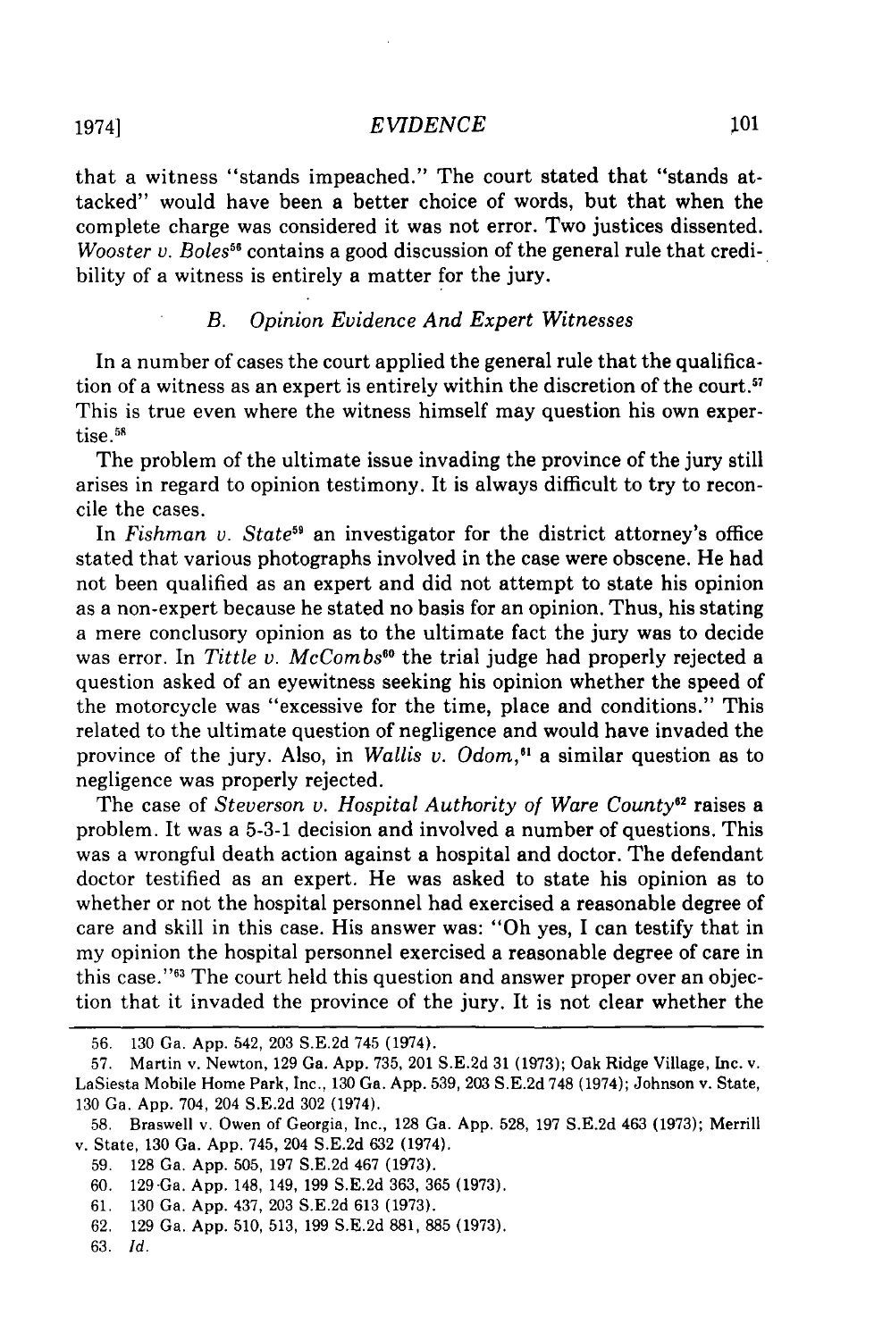that a witness "stands impeached." The court stated that "stands attacked" would have been a better choice of words, but that when the complete charge was considered it was not error. Two justices dissented. *Wooster v. Boles*[56] contains a good discussion of the general rule that credibility of a witness is entirely a matter for the jury.

### *B. Opinion Evidence And Expert Witnesses*

In a number of cases the court applied the general rule that the qualification of a witness as an expert is entirely within the discretion of the court.[57] This is true even where the witness himself may question his own expertise.[58]

The problem of the ultimate issue invading the province of the jury still arises in regard to opinion testimony. It is always difficult to try to reconcile the cases.

In *Fishman v. State*[59] an investigator for the district attorney's office stated that various photographs involved in the case were obscene. He had not been qualified as an expert and did not attempt to state his opinion as a non-expert because he stated no basis for an opinion. Thus, his stating a mere conclusory opinion as to the ultimate fact the jury was to decide was error. In *Tittle v. McCombs*[60] the trial judge had properly rejected a question asked of an eyewitness seeking his opinion whether the speed of the motorcycle was "excessive for the time, place and conditions." This related to the ultimate question of negligence and would have invaded the province of the jury. Also, in *Wallis v. Odom*,[61] a similar question as to negligence was properly rejected.

The case of *Steverson v. Hospital Authority of Ware County*[62] raises a problem. It was a 5-3-1 decision and involved a number of questions. This was a wrongful death action against a hospital and doctor. The defendant doctor testified as an expert. He was asked to state his opinion as to whether or not the hospital personnel had exercised a reasonable degree of care and skill in this case. His answer was: "Oh yes, I can testify that in my opinion the hospital personnel exercised a reasonable degree of care in this case."[63] The court held this question and answer proper over an objection that it invaded the province of the jury. It is not clear whether the

---

56. 130 Ga. App. 542, 203 S.E.2d 745 (1974).

57. Martin v. Newton, 129 Ga. App. 735, 201 S.E.2d 31 (1973); Oak Ridge Village, Inc. v. LaSiesta Mobile Home Park, Inc., 130 Ga. App. 539, 203 S.E.2d 748 (1974); Johnson v. State, 130 Ga. App. 704, 204 S.E.2d 302 (1974).

58. Braswell v. Owen of Georgia, Inc., 128 Ga. App. 528, 197 S.E.2d 463 (1973); Merrill v. State, 130 Ga. App. 745, 204 S.E.2d 632 (1974).

59. 128 Ga. App. 505, 197 S.E.2d 467 (1973).

60. 129 Ga. App. 148, 149, 199 S.E.2d 363, 365 (1973).

61. 130 Ga. App. 437, 203 S.E.2d 613 (1973).

62. 129 Ga. App. 510, 513, 199 S.E.2d 881, 885 (1973).

63. *Id.*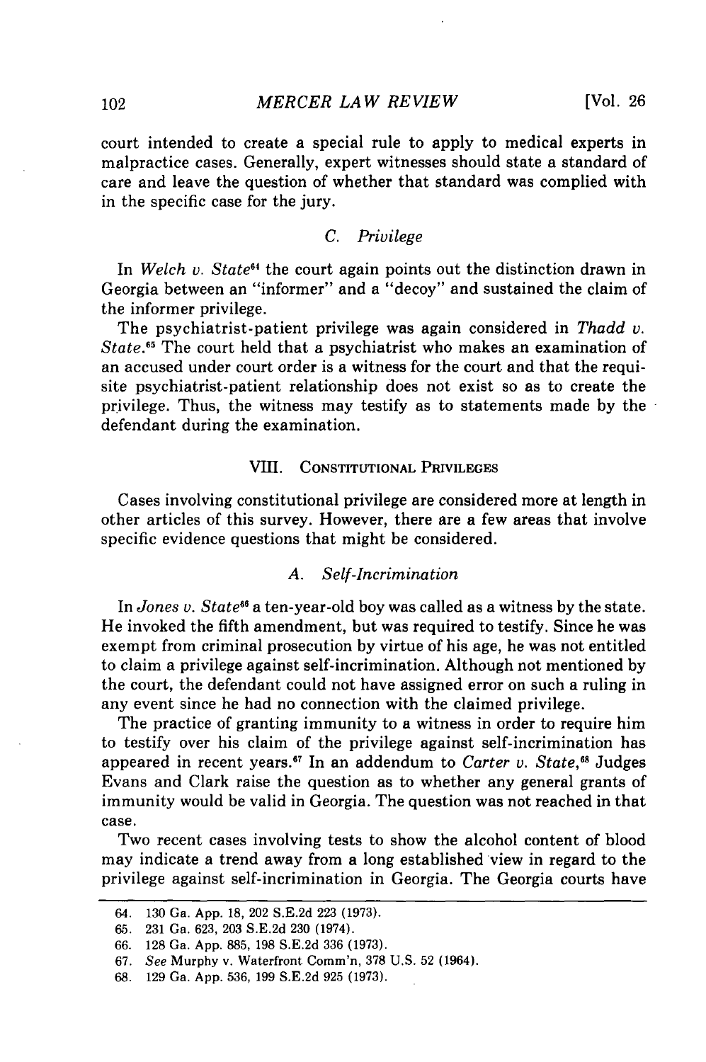court intended to create a special rule to apply to medical experts in malpractice cases. Generally, expert witnesses should state a standard of care and leave the question of whether that standard was complied with in the specific case for the jury.

### C. *Privilege*

In *Welch v. State*[64] the court again points out the distinction drawn in Georgia between an "informer" and a "decoy" and sustained the claim of the informer privilege.

The psychiatrist-patient privilege was again considered in *Thadd v. State*.[65] The court held that a psychiatrist who makes an examination of an accused under court order is a witness for the court and that the requisite psychiatrist-patient relationship does not exist so as to create the privilege. Thus, the witness may testify as to statements made by the defendant during the examination.

## VIII. Constitutional Privileges

Cases involving constitutional privilege are considered more at length in other articles of this survey. However, there are a few areas that involve specific evidence questions that might be considered.

### A. *Self-Incrimination*

In *Jones v. State*[66] a ten-year-old boy was called as a witness by the state. He invoked the fifth amendment, but was required to testify. Since he was exempt from criminal prosecution by virtue of his age, he was not entitled to claim a privilege against self-incrimination. Although not mentioned by the court, the defendant could not have assigned error on such a ruling in any event since he had no connection with the claimed privilege.

The practice of granting immunity to a witness in order to require him to testify over his claim of the privilege against self-incrimination has appeared in recent years.[67] In an addendum to *Carter v. State*,[68] Judges Evans and Clark raise the question as to whether any general grants of immunity would be valid in Georgia. The question was not reached in that case.

Two recent cases involving tests to show the alcohol content of blood may indicate a trend away from a long established view in regard to the privilege against self-incrimination in Georgia. The Georgia courts have

---

64. 130 Ga. App. 18, 202 S.E.2d 223 (1973).
65. 231 Ga. 623, 203 S.E.2d 230 (1974).
66. 128 Ga. App. 885, 198 S.E.2d 336 (1973).
67. *See* Murphy v. Waterfront Comm'n, 378 U.S. 52 (1964).
68. 129 Ga. App. 536, 199 S.E.2d 925 (1973).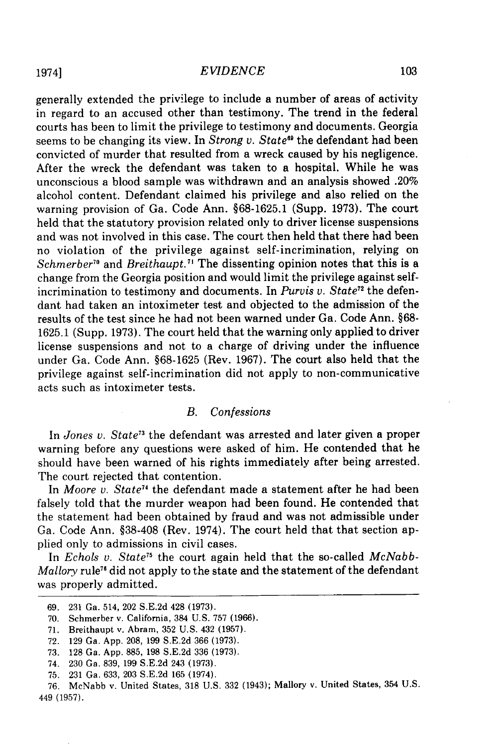generally extended the privilege to include a number of areas of activity in regard to an accused other than testimony. The trend in the federal courts has been to limit the privilege to testimony and documents. Georgia seems to be changing its view. In *Strong v. State*[69] the defendant had been convicted of murder that resulted from a wreck caused by his negligence. After the wreck the defendant was taken to a hospital. While he was unconscious a blood sample was withdrawn and an analysis showed .20% alcohol content. Defendant claimed his privilege and also relied on the warning provision of Ga. Code Ann. §68-1625.1 (Supp. 1973). The court held that the statutory provision related only to driver license suspensions and was not involved in this case. The court then held that there had been no violation of the privilege against self-incrimination, relying on *Schmerber*[70] and *Breithaupt.*[71] The dissenting opinion notes that this is a change from the Georgia position and would limit the privilege against self-incrimination to testimony and documents. In *Purvis v. State*[72] the defendant had taken an intoximeter test and objected to the admission of the results of the test since he had not been warned under Ga. Code Ann. §68-1625.1 (Supp. 1973). The court held that the warning only applied to driver license suspensions and not to a charge of driving under the influence under Ga. Code Ann. §68-1625 (Rev. 1967). The court also held that the privilege against self-incrimination did not apply to non-communicative acts such as intoximeter tests.

### *B. Confessions*

In *Jones v. State*[73] the defendant was arrested and later given a proper warning before any questions were asked of him. He contended that he should have been warned of his rights immediately after being arrested. The court rejected that contention.

In *Moore v. State*[74] the defendant made a statement after he had been falsely told that the murder weapon had been found. He contended that the statement had been obtained by fraud and was not admissible under Ga. Code Ann. §38-408 (Rev. 1974). The court held that that section applied only to admissions in civil cases.

In *Echols v. State*[75] the court again held that the so-called *McNabb-Mallory* rule[76] did not apply to the state and the statement of the defendant was properly admitted.

---

69. 231 Ga. 514, 202 S.E.2d 428 (1973).
70. Schmerber v. California, 384 U.S. 757 (1966).
71. Breithaupt v. Abram, 352 U.S. 432 (1957).
72. 129 Ga. App. 208, 199 S.E.2d 366 (1973).
73. 128 Ga. App. 885, 198 S.E.2d 336 (1973).
74. 230 Ga. 839, 199 S.E.2d 243 (1973).
75. 231 Ga. 633, 203 S.E.2d 165 (1974).
76. McNabb v. United States, 318 U.S. 332 (1943); Mallory v. United States, 354 U.S. 449 (1957).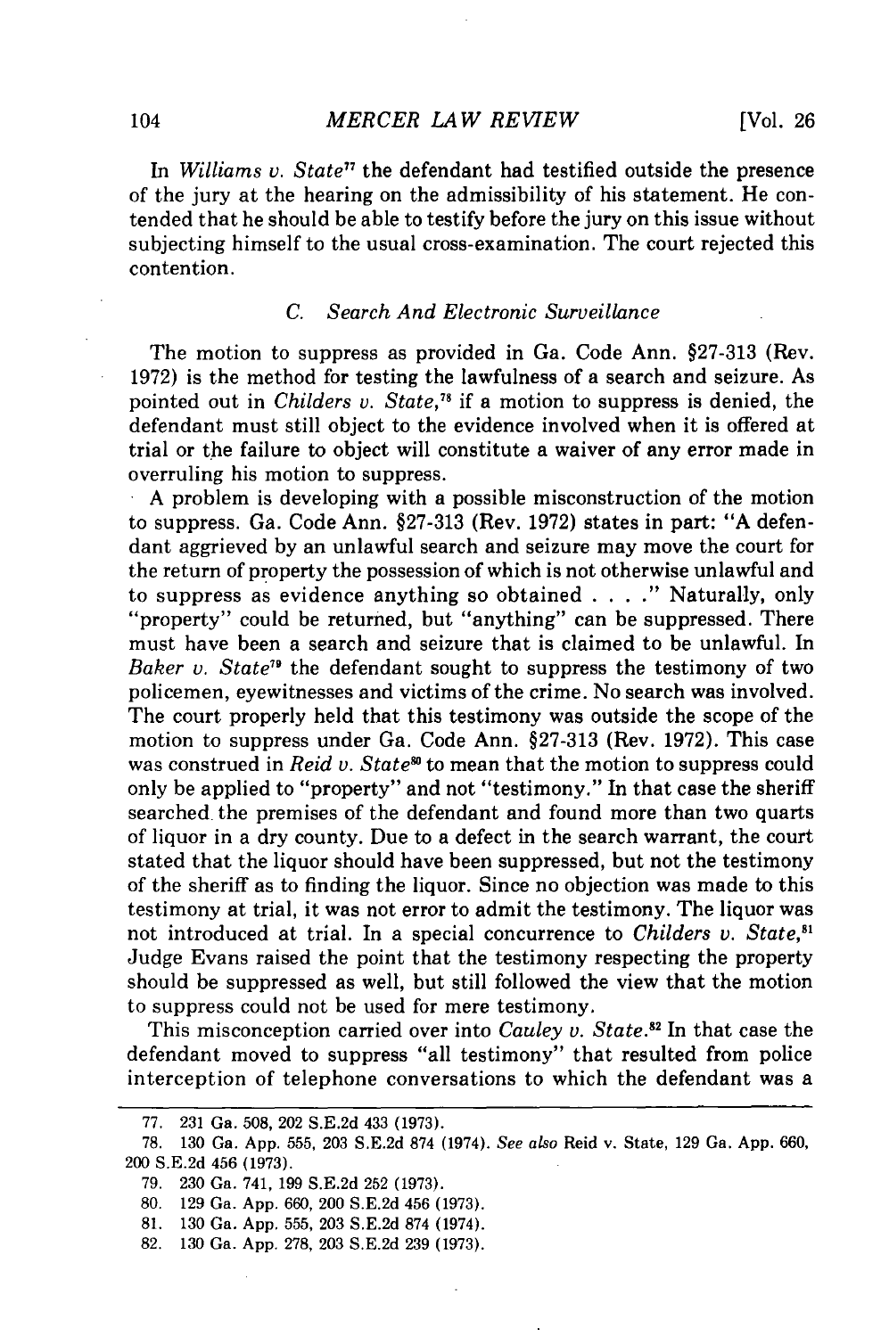In *Williams v. State*[77] the defendant had testified outside the presence of the jury at the hearing on the admissibility of his statement. He contended that he should be able to testify before the jury on this issue without subjecting himself to the usual cross-examination. The court rejected this contention.

### C. *Search And Electronic Surveillance*

The motion to suppress as provided in Ga. Code Ann. §27-313 (Rev. 1972) is the method for testing the lawfulness of a search and seizure. As pointed out in *Childers v. State*,[78] if a motion to suppress is denied, the defendant must still object to the evidence involved when it is offered at trial or the failure to object will constitute a waiver of any error made in overruling his motion to suppress.

A problem is developing with a possible misconstruction of the motion to suppress. Ga. Code Ann. §27-313 (Rev. 1972) states in part: "A defendant aggrieved by an unlawful search and seizure may move the court for the return of property the possession of which is not otherwise unlawful and to suppress as evidence anything so obtained . . . ." Naturally, only "property" could be returned, but "anything" can be suppressed. There must have been a search and seizure that is claimed to be unlawful. In *Baker v. State*[79] the defendant sought to suppress the testimony of two policemen, eyewitnesses and victims of the crime. No search was involved. The court properly held that this testimony was outside the scope of the motion to suppress under Ga. Code Ann. §27-313 (Rev. 1972). This case was construed in *Reid v. State*[80] to mean that the motion to suppress could only be applied to "property" and not "testimony." In that case the sheriff searched the premises of the defendant and found more than two quarts of liquor in a dry county. Due to a defect in the search warrant, the court stated that the liquor should have been suppressed, but not the testimony of the sheriff as to finding the liquor. Since no objection was made to this testimony at trial, it was not error to admit the testimony. The liquor was not introduced at trial. In a special concurrence to *Childers v. State*,[81] Judge Evans raised the point that the testimony respecting the property should be suppressed as well, but still followed the view that the motion to suppress could not be used for mere testimony.

This misconception carried over into *Cauley v. State*.[82] In that case the defendant moved to suppress "all testimony" that resulted from police interception of telephone conversations to which the defendant was a

---

77. 231 Ga. 508, 202 S.E.2d 433 (1973).

78. 130 Ga. App. 555, 203 S.E.2d 874 (1974). *See also* Reid v. State, 129 Ga. App. 660, 200 S.E.2d 456 (1973).

79. 230 Ga. 741, 199 S.E.2d 252 (1973).

80. 129 Ga. App. 660, 200 S.E.2d 456 (1973).

81. 130 Ga. App. 555, 203 S.E.2d 874 (1974).

82. 130 Ga. App. 278, 203 S.E.2d 239 (1973).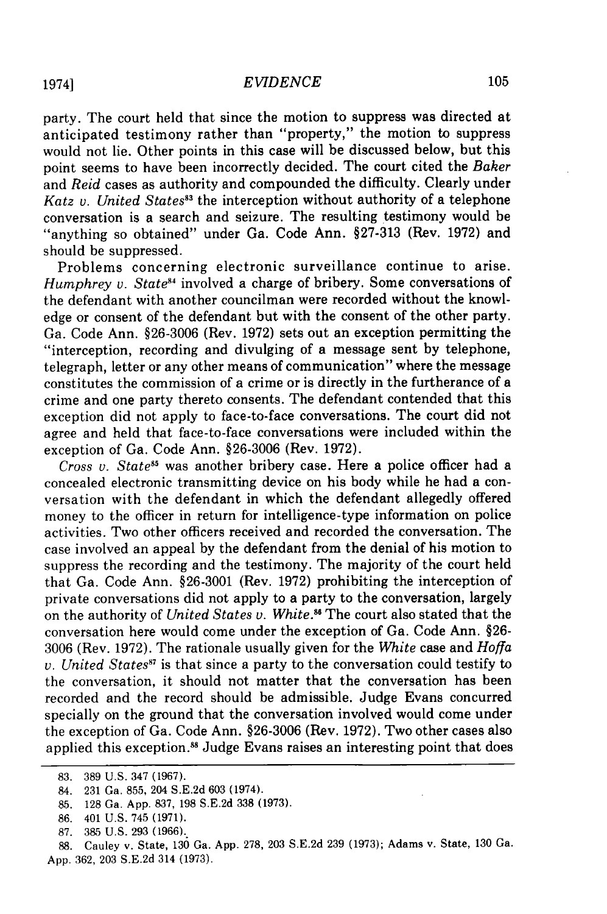party. The court held that since the motion to suppress was directed at anticipated testimony rather than "property," the motion to suppress would not lie. Other points in this case will be discussed below, but this point seems to have been incorrectly decided. The court cited the *Baker* and *Reid* cases as authority and compounded the difficulty. Clearly under *Katz v. United States*[83] the interception without authority of a telephone conversation is a search and seizure. The resulting testimony would be "anything so obtained" under Ga. Code Ann. §27-313 (Rev. 1972) and should be suppressed.

Problems concerning electronic surveillance continue to arise. *Humphrey v. State*[84] involved a charge of bribery. Some conversations of the defendant with another councilman were recorded without the knowledge or consent of the defendant but with the consent of the other party. Ga. Code Ann. §26-3006 (Rev. 1972) sets out an exception permitting the "interception, recording and divulging of a message sent by telephone, telegraph, letter or any other means of communication" where the message constitutes the commission of a crime or is directly in the furtherance of a crime and one party thereto consents. The defendant contended that this exception did not apply to face-to-face conversations. The court did not agree and held that face-to-face conversations were included within the exception of Ga. Code Ann. §26-3006 (Rev. 1972).

*Cross v. State*[85] was another bribery case. Here a police officer had a concealed electronic transmitting device on his body while he had a conversation with the defendant in which the defendant allegedly offered money to the officer in return for intelligence-type information on police activities. Two other officers received and recorded the conversation. The case involved an appeal by the defendant from the denial of his motion to suppress the recording and the testimony. The majority of the court held that Ga. Code Ann. §26-3001 (Rev. 1972) prohibiting the interception of private conversations did not apply to a party to the conversation, largely on the authority of *United States v. White*.[86] The court also stated that the conversation here would come under the exception of Ga. Code Ann. §26-3006 (Rev. 1972). The rationale usually given for the *White* case and *Hoffa v. United States*[87] is that since a party to the conversation could testify to the conversation, it should not matter that the conversation has been recorded and the record should be admissible. Judge Evans concurred specially on the ground that the conversation involved would come under the exception of Ga. Code Ann. §26-3006 (Rev. 1972). Two other cases also applied this exception.[88] Judge Evans raises an interesting point that does

---

83. 389 U.S. 347 (1967).

84. 231 Ga. 855, 204 S.E.2d 603 (1974).

85. 128 Ga. App. 837, 198 S.E.2d 338 (1973).

86. 401 U.S. 745 (1971).

87. 385 U.S. 293 (1966).

88. Cauley v. State, 130 Ga. App. 278, 203 S.E.2d 239 (1973); Adams v. State, 130 Ga. App. 362, 203 S.E.2d 314 (1973).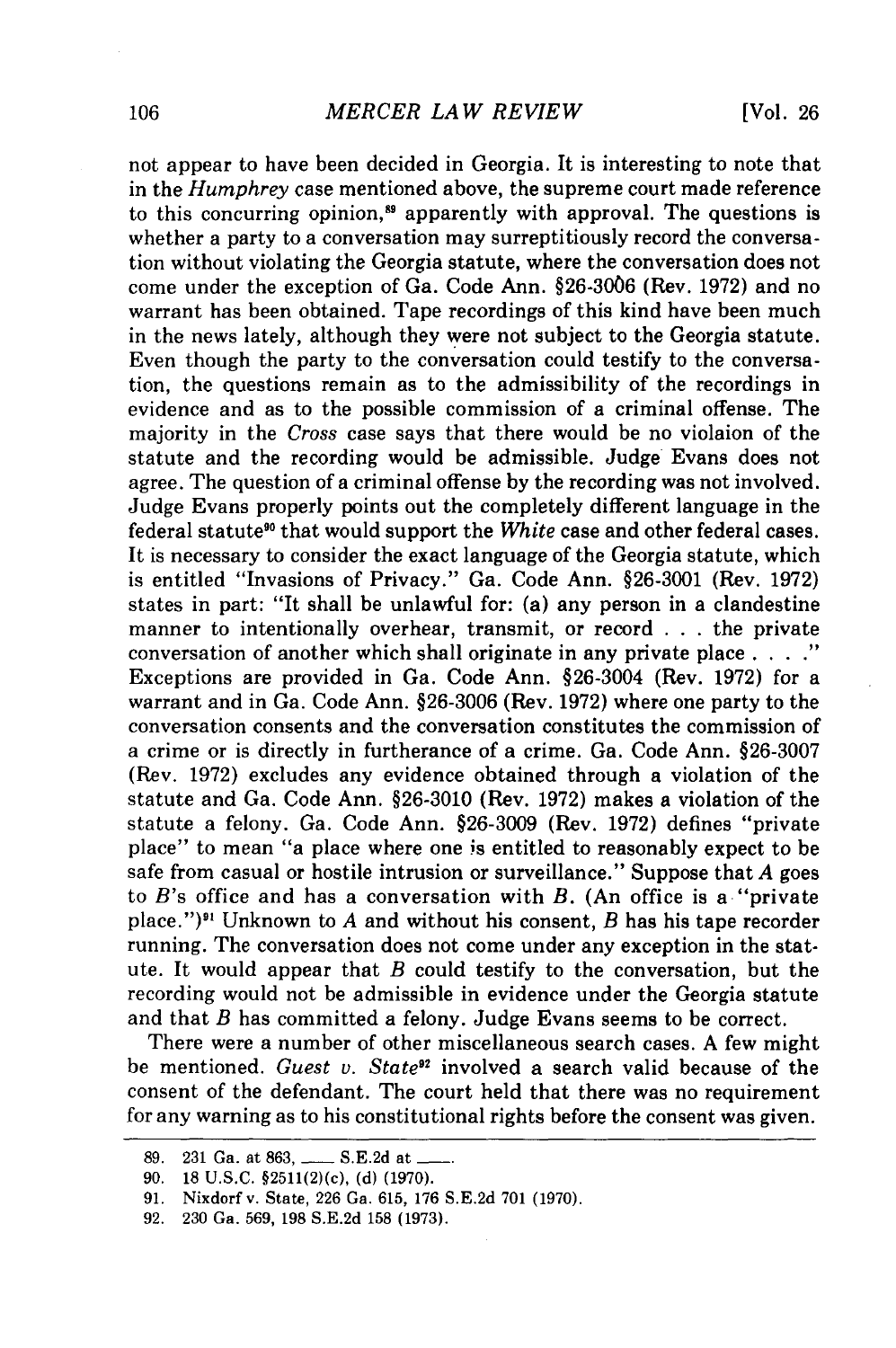not appear to have been decided in Georgia. It is interesting to note that in the *Humphrey* case mentioned above, the supreme court made reference to this concurring opinion,[89] apparently with approval. The questions is whether a party to a conversation may surreptitiously record the conversation without violating the Georgia statute, where the conversation does not come under the exception of Ga. Code Ann. §26-3006 (Rev. 1972) and no warrant has been obtained. Tape recordings of this kind have been much in the news lately, although they were not subject to the Georgia statute. Even though the party to the conversation could testify to the conversation, the questions remain as to the admissibility of the recordings in evidence and as to the possible commission of a criminal offense. The majority in the *Cross* case says that there would be no violaion of the statute and the recording would be admissible. Judge Evans does not agree. The question of a criminal offense by the recording was not involved. Judge Evans properly points out the completely different language in the federal statute[90] that would support the *White* case and other federal cases. It is necessary to consider the exact language of the Georgia statute, which is entitled "Invasions of Privacy." Ga. Code Ann. §26-3001 (Rev. 1972) states in part: "It shall be unlawful for: (a) any person in a clandestine manner to intentionally overhear, transmit, or record . . . the private conversation of another which shall originate in any private place . . . ." Exceptions are provided in Ga. Code Ann. §26-3004 (Rev. 1972) for a warrant and in Ga. Code Ann. §26-3006 (Rev. 1972) where one party to the conversation consents and the conversation constitutes the commission of a crime or is directly in furtherance of a crime. Ga. Code Ann. §26-3007 (Rev. 1972) excludes any evidence obtained through a violation of the statute and Ga. Code Ann. §26-3010 (Rev. 1972) makes a violation of the statute a felony. Ga. Code Ann. §26-3009 (Rev. 1972) defines "private place" to mean "a place where one is entitled to reasonably expect to be safe from casual or hostile intrusion or surveillance." Suppose that *A* goes to *B*'s office and has a conversation with *B*. (An office is a "private place.")[91] Unknown to *A* and without his consent, *B* has his tape recorder running. The conversation does not come under any exception in the statute. It would appear that *B* could testify to the conversation, but the recording would not be admissible in evidence under the Georgia statute and that *B* has committed a felony. Judge Evans seems to be correct.

There were a number of other miscellaneous search cases. A few might be mentioned. *Guest v. State*[92] involved a search valid because of the consent of the defendant. The court held that there was no requirement for any warning as to his constitutional rights before the consent was given.

---

89. 231 Ga. at 863, ___ S.E.2d at ___.
90. 18 U.S.C. §2511(2)(c), (d) (1970).
91. Nixdorf v. State, 226 Ga. 615, 176 S.E.2d 701 (1970).
92. 230 Ga. 569, 198 S.E.2d 158 (1973).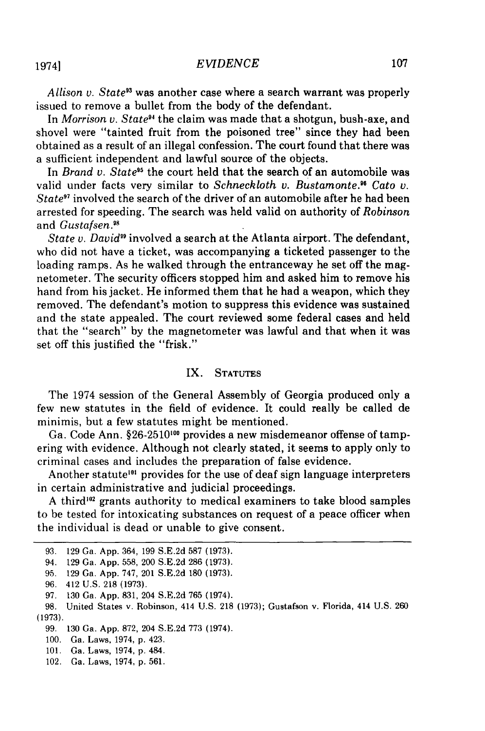*Allison v. State*[93] was another case where a search warrant was properly issued to remove a bullet from the body of the defendant.

In *Morrison v. State*[94] the claim was made that a shotgun, bush-axe, and shovel were "tainted fruit from the poisoned tree" since they had been obtained as a result of an illegal confession. The court found that there was a sufficient independent and lawful source of the objects.

In *Brand v. State*[95] the court held that the search of an automobile was valid under facts very similar to *Schneckloth v. Bustamonte.*[96] *Cato v. State*[97] involved the search of the driver of an automobile after he had been arrested for speeding. The search was held valid on authority of *Robinson* and *Gustafsen.*[98]

*State v. David*[99] involved a search at the Atlanta airport. The defendant, who did not have a ticket, was accompanying a ticketed passenger to the loading ramps. As he walked through the entranceway he set off the magnetometer. The security officers stopped him and asked him to remove his hand from his jacket. He informed them that he had a weapon, which they removed. The defendant's motion to suppress this evidence was sustained and the state appealed. The court reviewed some federal cases and held that the "search" by the magnetometer was lawful and that when it was set off this justified the "frisk."

## IX. Statutes

The 1974 session of the General Assembly of Georgia produced only a few new statutes in the field of evidence. It could really be called de minimis, but a few statutes might be mentioned.

Ga. Code Ann. §26-2510[100] provides a new misdemeanor offense of tampering with evidence. Although not clearly stated, it seems to apply only to criminal cases and includes the preparation of false evidence.

Another statute[101] provides for the use of deaf sign language interpreters in certain administrative and judicial proceedings.

A third[102] grants authority to medical examiners to take blood samples to be tested for intoxicating substances on request of a peace officer when the individual is dead or unable to give consent.

---

93. 129 Ga. App. 364, 199 S.E.2d 587 (1973).
94. 129 Ga. App. 558, 200 S.E.2d 286 (1973).
95. 129 Ga. App. 747, 201 S.E.2d 180 (1973).
96. 412 U.S. 218 (1973).
97. 130 Ga. App. 831, 204 S.E.2d 765 (1974).
98. United States v. Robinson, 414 U.S. 218 (1973); Gustafson v. Florida, 414 U.S. 260 (1973).
99. 130 Ga. App. 872, 204 S.E.2d 773 (1974).
100. Ga. Laws, 1974, p. 423.
101. Ga. Laws, 1974, p. 484.
102. Ga. Laws, 1974, p. 561.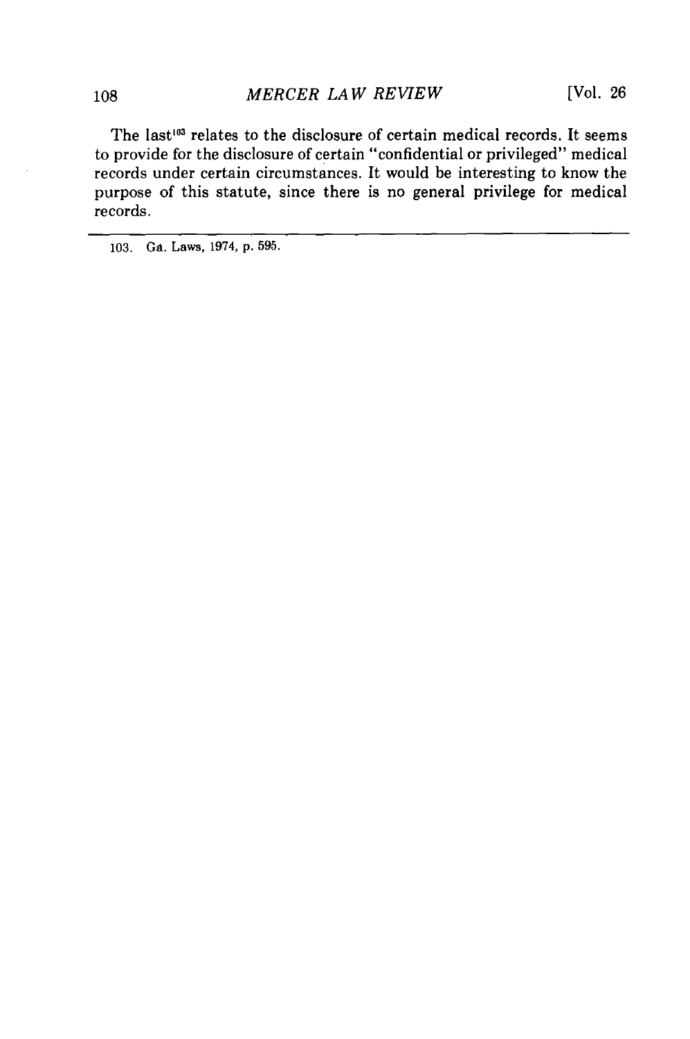The last[103] relates to the disclosure of certain medical records. It seems to provide for the disclosure of certain "confidential or privileged" medical records under certain circumstances. It would be interesting to know the purpose of this statute, since there is no general privilege for medical records.

---

103. Ga. Laws, 1974, p. 595.